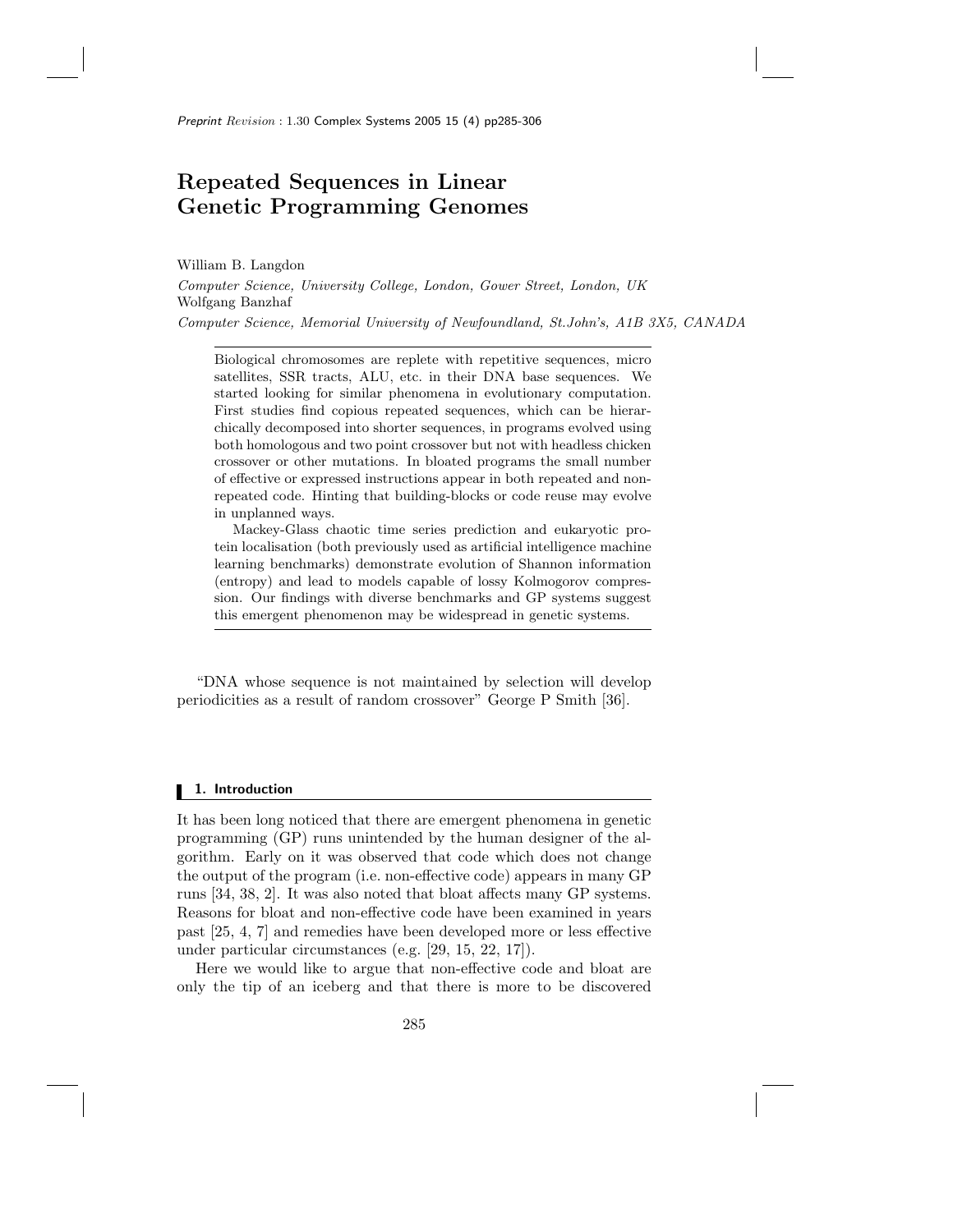# Repeated Sequences in Linear Genetic Programming Genomes

William B. Langdon

*Computer Science, University College, London, Gower Street, London, UK*

Wolfgang Banzhaf

*Computer Science, Memorial University of Newfoundland, St.John's, A1B 3X5, CANADA*

Biological chromosomes are replete with repetitive sequences, micro satellites, SSR tracts, ALU, etc. in their DNA base sequences. We started looking for similar phenomena in evolutionary computation. First studies find copious repeated sequences, which can be hierarchically decomposed into shorter sequences, in programs evolved using both homologous and two point crossover but not with headless chicken crossover or other mutations. In bloated programs the small number of effective or expressed instructions appear in both repeated and non-repeated code. Hinting that building-blocks or code reuse may evolve in unplanned ways.

Mackey-Glass chaotic time series prediction and eukaryotic protein localisation (both previously used as artificial intelligence machine learning benchmarks) demonstrate evolution of Shannon information (entropy) and lead to models capable of lossy Kolmogorov compression. Our findings with diverse benchmarks and GP systems suggest this emergent phenomenon may be widespread in genetic systems.

"DNA whose sequence is not maintained by selection will develop periodicities as a result of random crossover" George P Smith [36].

## 1. Introduction

It has been long noticed that there are emergent phenomena in genetic programming (GP) runs unintended by the human designer of the algorithm. Early on it was observed that code which does not change the output of the program (i.e. non-effective code) appears in many GP runs [34, 38, 2]. It was also noted that bloat affects many GP systems. Reasons for bloat and non-effective code have been examined in years past [25, 4, 7] and remedies have been developed more or less effective under particular circumstances (e.g. [29, 15, 22, 17]).

Here we would like to argue that non-effective code and bloat are only the tip of an iceberg and that there is more to be discovered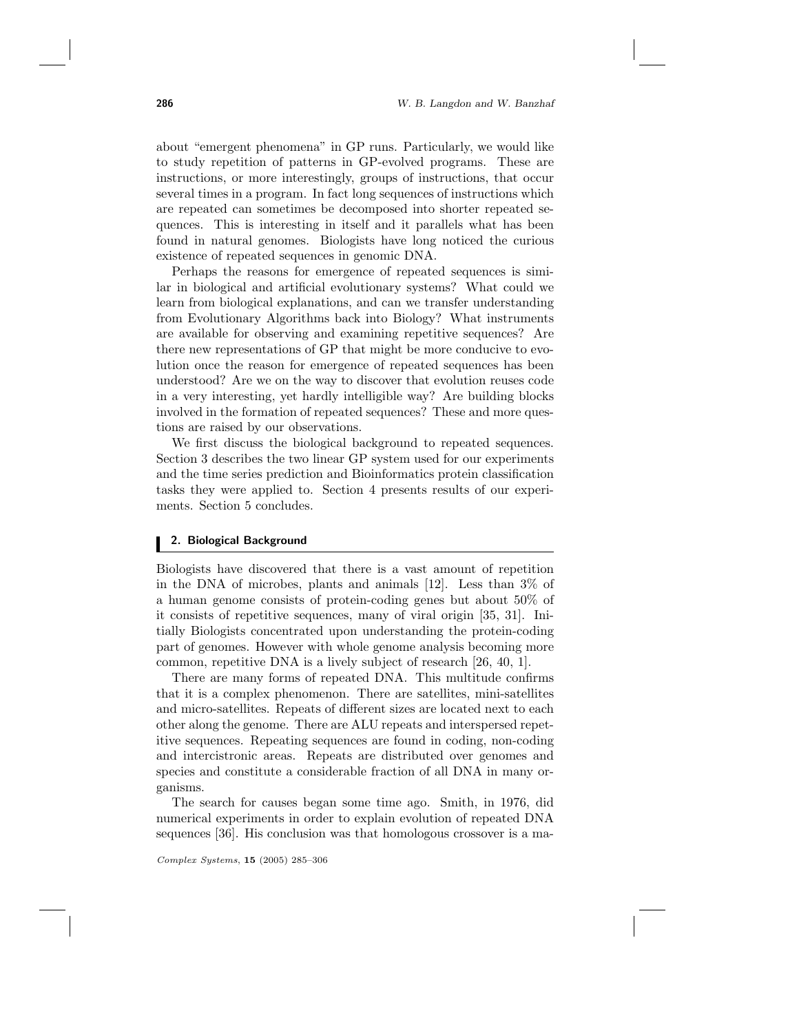about "emergent phenomena" in GP runs. Particularly, we would like to study repetition of patterns in GP-evolved programs. These are instructions, or more interestingly, groups of instructions, that occur several times in a program. In fact long sequences of instructions which are repeated can sometimes be decomposed into shorter repeated sequences. This is interesting in itself and it parallels what has been found in natural genomes. Biologists have long noticed the curious existence of repeated sequences in genomic DNA.

Perhaps the reasons for emergence of repeated sequences is similar in biological and artificial evolutionary systems? What could we learn from biological explanations, and can we transfer understanding from Evolutionary Algorithms back into Biology? What instruments are available for observing and examining repetitive sequences? Are there new representations of GP that might be more conducive to evolution once the reason for emergence of repeated sequences has been understood? Are we on the way to discover that evolution reuses code in a very interesting, yet hardly intelligible way? Are building blocks involved in the formation of repeated sequences? These and more questions are raised by our observations.

We first discuss the biological background to repeated sequences. Section 3 describes the two linear GP system used for our experiments and the time series prediction and Bioinformatics protein classification tasks they were applied to. Section 4 presents results of our experiments. Section 5 concludes.

## 2. Biological Background

Biologists have discovered that there is a vast amount of repetition in the DNA of microbes, plants and animals [12]. Less than 3% of a human genome consists of protein-coding genes but about 50% of it consists of repetitive sequences, many of viral origin [35, 31]. Initially Biologists concentrated upon understanding the protein-coding part of genomes. However with whole genome analysis becoming more common, repetitive DNA is a lively subject of research [26, 40, 1].

There are many forms of repeated DNA. This multitude confirms that it is a complex phenomenon. There are satellites, mini-satellites and micro-satellites. Repeats of different sizes are located next to each other along the genome. There are ALU repeats and interspersed repetitive sequences. Repeating sequences are found in coding, non-coding and intercistronic areas. Repeats are distributed over genomes and species and constitute a considerable fraction of all DNA in many organisms.

The search for causes began some time ago. Smith, in 1976, did numerical experiments in order to explain evolution of repeated DNA sequences [36]. His conclusion was that homologous crossover is a ma-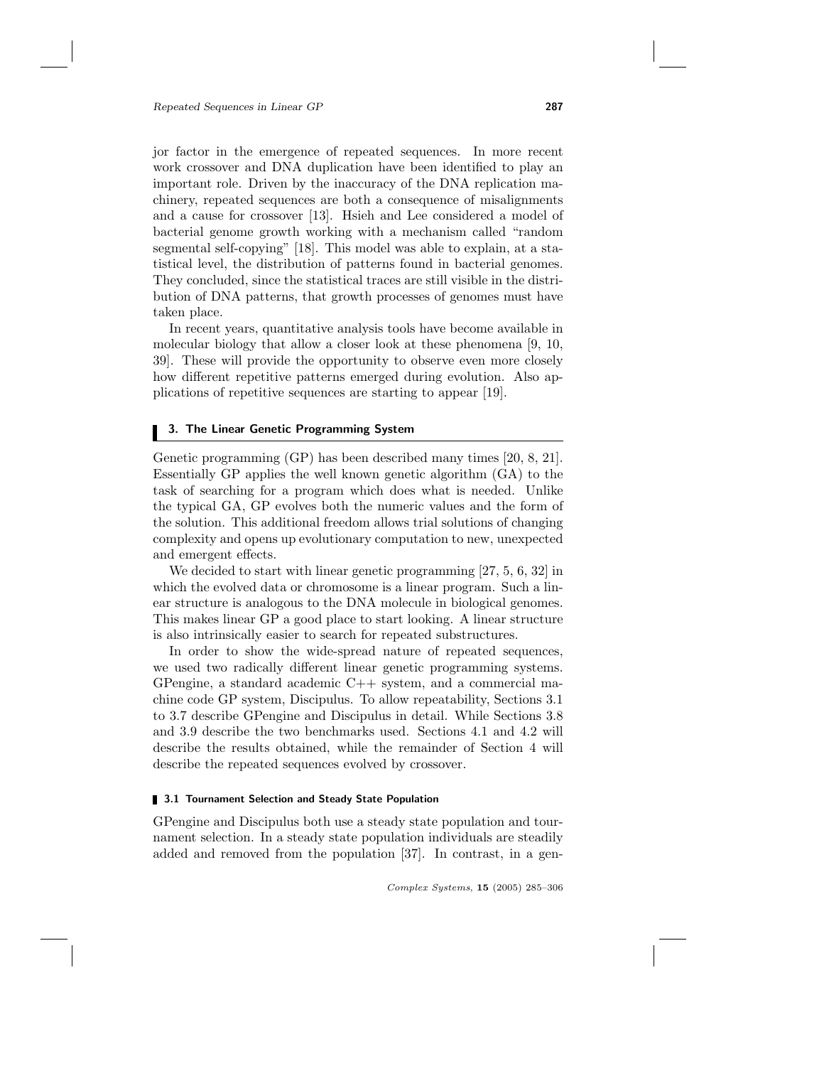jor factor in the emergence of repeated sequences. In more recent work crossover and DNA duplication have been identified to play an important role. Driven by the inaccuracy of the DNA replication machinery, repeated sequences are both a consequence of misalignments and a cause for crossover [13]. Hsieh and Lee considered a model of bacterial genome growth working with a mechanism called "random segmental self-copying" [18]. This model was able to explain, at a statistical level, the distribution of patterns found in bacterial genomes. They concluded, since the statistical traces are still visible in the distribution of DNA patterns, that growth processes of genomes must have taken place.

In recent years, quantitative analysis tools have become available in molecular biology that allow a closer look at these phenomena [9, 10, 39]. These will provide the opportunity to observe even more closely how different repetitive patterns emerged during evolution. Also applications of repetitive sequences are starting to appear [19].

## 3. The Linear Genetic Programming System

Genetic programming (GP) has been described many times [20, 8, 21]. Essentially GP applies the well known genetic algorithm (GA) to the task of searching for a program which does what is needed. Unlike the typical GA, GP evolves both the numeric values and the form of the solution. This additional freedom allows trial solutions of changing complexity and opens up evolutionary computation to new, unexpected and emergent effects.

We decided to start with linear genetic programming [27, 5, 6, 32] in which the evolved data or chromosome is a linear program. Such a linear structure is analogous to the DNA molecule in biological genomes. This makes linear GP a good place to start looking. A linear structure is also intrinsically easier to search for repeated substructures.

In order to show the wide-spread nature of repeated sequences, we used two radically different linear genetic programming systems. GPengine, a standard academic C++ system, and a commercial machine code GP system, Discipulus. To allow repeatability, Sections 3.1 to 3.7 describe GPengine and Discipulus in detail. While Sections 3.8 and 3.9 describe the two benchmarks used. Sections 4.1 and 4.2 will describe the results obtained, while the remainder of Section 4 will describe the repeated sequences evolved by crossover.

### 3.1 Tournament Selection and Steady State Population

GPengine and Discipulus both use a steady state population and tournament selection. In a steady state population individuals are steadily added and removed from the population [37]. In contrast, in a gen-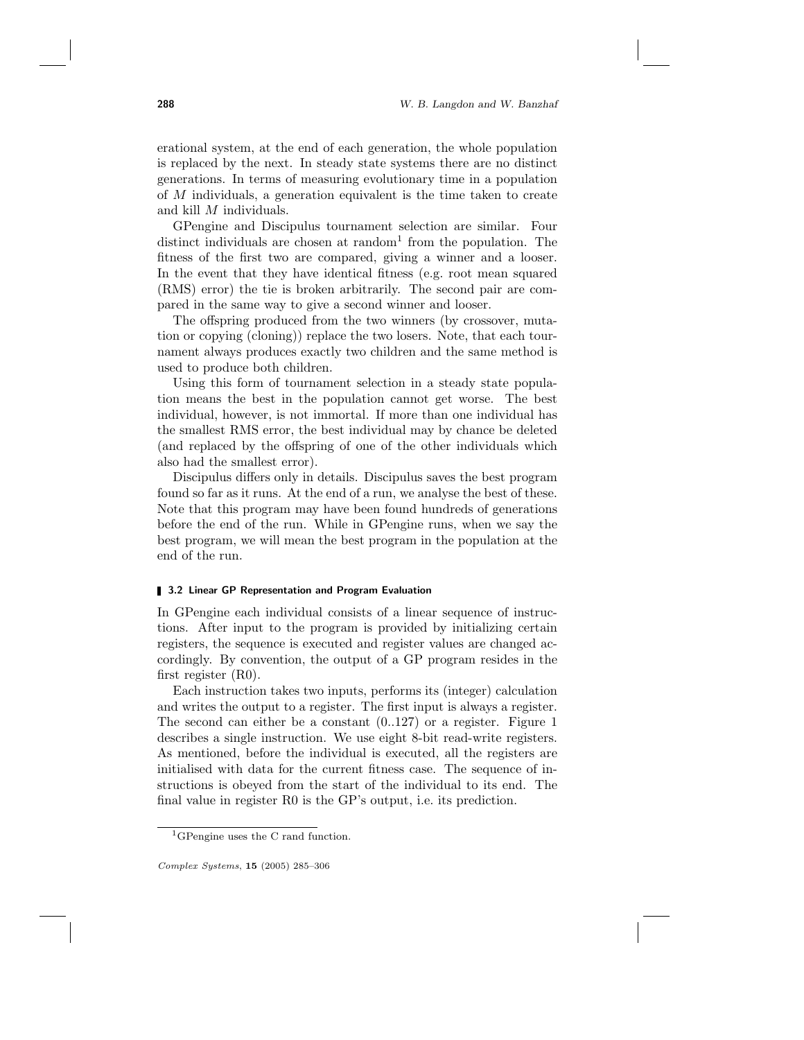erational system, at the end of each generation, the whole population is replaced by the next. In steady state systems there are no distinct generations. In terms of measuring evolutionary time in a population of $M$ individuals, a generation equivalent is the time taken to create and kill $M$ individuals.

GPengine and Discipulus tournament selection are similar. Four distinct individuals are chosen at random[1] from the population. The fitness of the first two are compared, giving a winner and a looser. In the event that they have identical fitness (e.g. root mean squared (RMS) error) the tie is broken arbitrarily. The second pair are compared in the same way to give a second winner and looser.

The offspring produced from the two winners (by crossover, mutation or copying (cloning)) replace the two losers. Note, that each tournament always produces exactly two children and the same method is used to produce both children.

Using this form of tournament selection in a steady state population means the best in the population cannot get worse. The best individual, however, is not immortal. If more than one individual has the smallest RMS error, the best individual may by chance be deleted (and replaced by the offspring of one of the other individuals which also had the smallest error).

Discipulus differs only in details. Discipulus saves the best program found so far as it runs. At the end of a run, we analyse the best of these. Note that this program may have been found hundreds of generations before the end of the run. While in GPengine runs, when we say the best program, we will mean the best program in the population at the end of the run.

### 3.2 Linear GP Representation and Program Evaluation

In GPengine each individual consists of a linear sequence of instructions. After input to the program is provided by initializing certain registers, the sequence is executed and register values are changed accordingly. By convention, the output of a GP program resides in the first register (R0).

Each instruction takes two inputs, performs its (integer) calculation and writes the output to a register. The first input is always a register. The second can either be a constant (0..127) or a register. Figure 1 describes a single instruction. We use eight 8-bit read-write registers. As mentioned, before the individual is executed, all the registers are initialised with data for the current fitness case. The sequence of instructions is obeyed from the start of the individual to its end. The final value in register R0 is the GP's output, i.e. its prediction.

[1] GPengine uses the C rand function.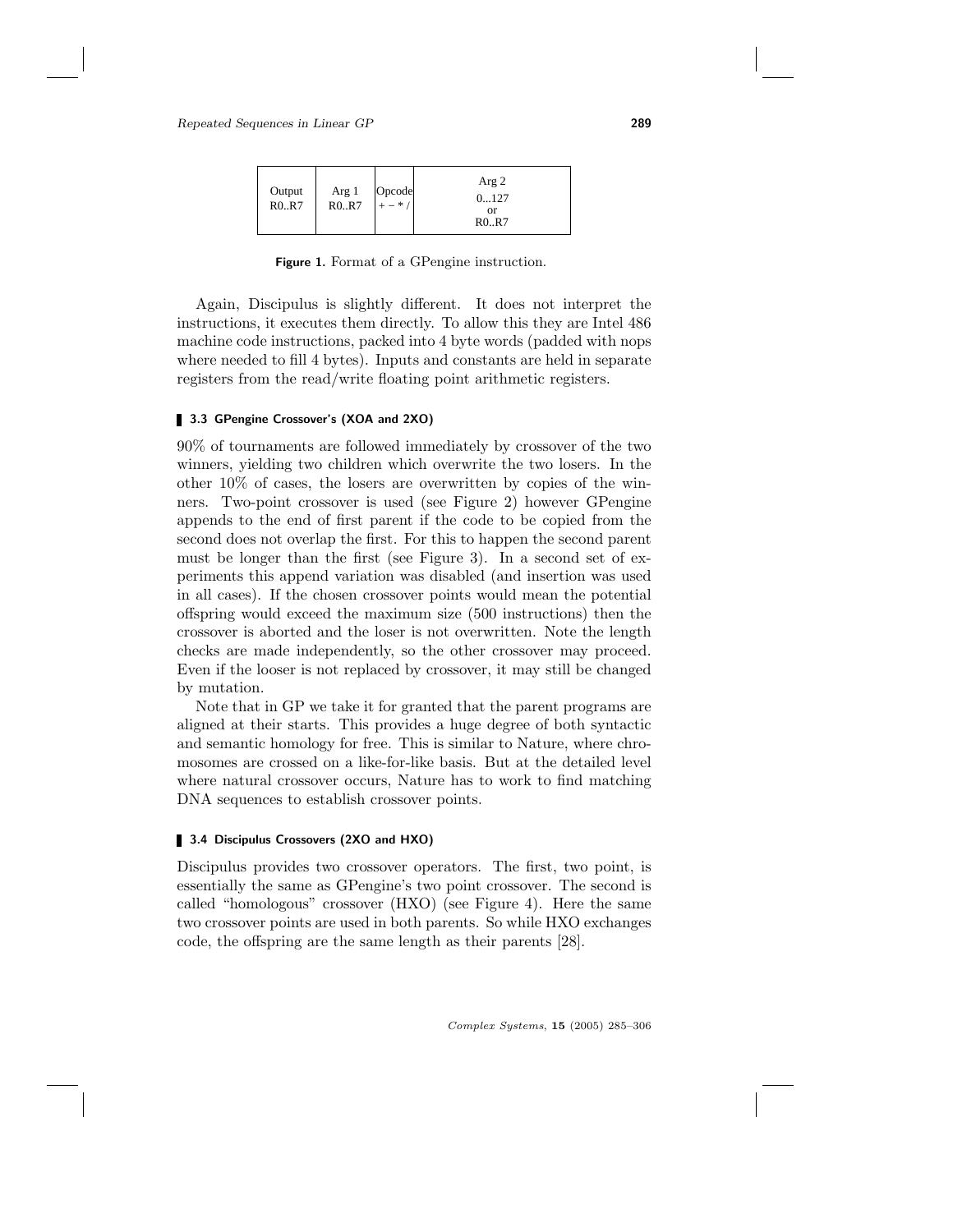| Output R0..R7 | Arg 1 R0..R7 | Opcode + − * / | Arg 2 0...127 or R0..R7 |
|---|---|---|---|

**Figure 1.** Format of a GPengine instruction.

Again, Discipulus is slightly different. It does not interpret the instructions, it executes them directly. To allow this they are Intel 486 machine code instructions, packed into 4 byte words (padded with nops where needed to fill 4 bytes). Inputs and constants are held in separate registers from the read/write floating point arithmetic registers.

### 3.3 GPengine Crossover's (XOA and 2XO)

90% of tournaments are followed immediately by crossover of the two winners, yielding two children which overwrite the two losers. In the other 10% of cases, the losers are overwritten by copies of the winners. Two-point crossover is used (see Figure 2) however GPengine appends to the end of first parent if the code to be copied from the second does not overlap the first. For this to happen the second parent must be longer than the first (see Figure 3). In a second set of experiments this append variation was disabled (and insertion was used in all cases). If the chosen crossover points would mean the potential offspring would exceed the maximum size (500 instructions) then the crossover is aborted and the loser is not overwritten. Note the length checks are made independently, so the other crossover may proceed. Even if the looser is not replaced by crossover, it may still be changed by mutation.

Note that in GP we take it for granted that the parent programs are aligned at their starts. This provides a huge degree of both syntactic and semantic homology for free. This is similar to Nature, where chromosomes are crossed on a like-for-like basis. But at the detailed level where natural crossover occurs, Nature has to work to find matching DNA sequences to establish crossover points.

### 3.4 Discipulus Crossovers (2XO and HXO)

Discipulus provides two crossover operators. The first, two point, is essentially the same as GPengine's two point crossover. The second is called "homologous" crossover (HXO) (see Figure 4). Here the same two crossover points are used in both parents. So while HXO exchanges code, the offspring are the same length as their parents [28].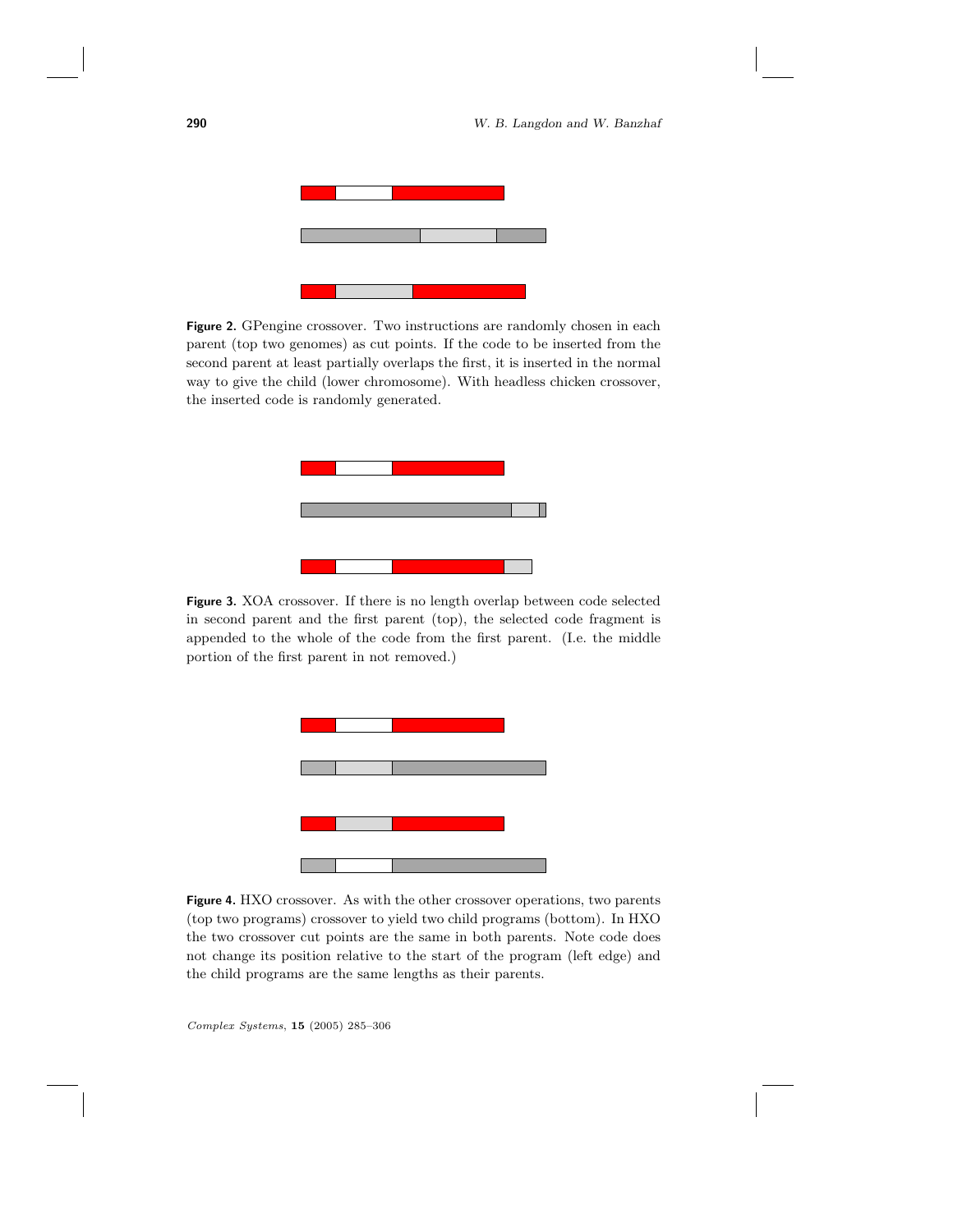**Figure 2.** GPengine crossover. Two instructions are randomly chosen in each parent (top two genomes) as cut points. If the code to be inserted from the second parent at least partially overlaps the first, it is inserted in the normal way to give the child (lower chromosome). With headless chicken crossover, the inserted code is randomly generated.

**Figure 3.** XOA crossover. If there is no length overlap between code selected in second parent and the first parent (top), the selected code fragment is appended to the whole of the code from the first parent. (I.e. the middle portion of the first parent in not removed.)

**Figure 4.** HXO crossover. As with the other crossover operations, two parents (top two programs) crossover to yield two child programs (bottom). In HXO the two crossover cut points are the same in both parents. Note code does not change its position relative to the start of the program (left edge) and the child programs are the same lengths as their parents.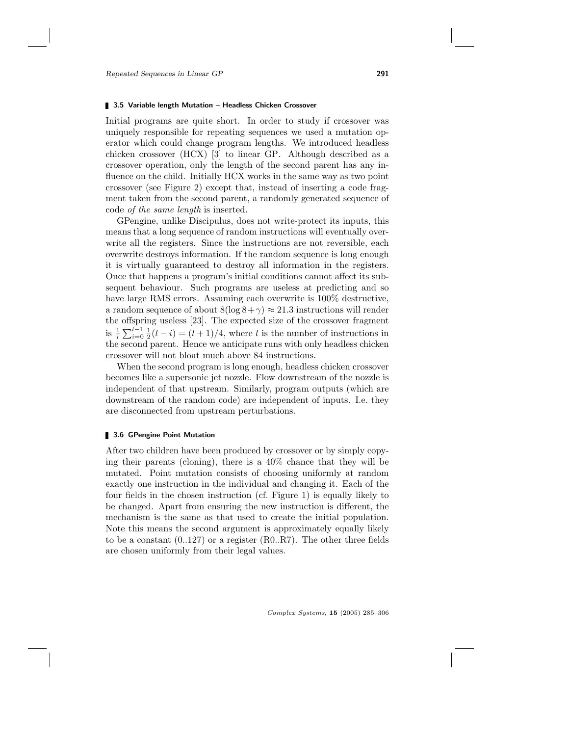### 3.5 Variable length Mutation – Headless Chicken Crossover

Initial programs are quite short. In order to study if crossover was uniquely responsible for repeating sequences we used a mutation operator which could change program lengths. We introduced headless chicken crossover (HCX) [3] to linear GP. Although described as a crossover operation, only the length of the second parent has any influence on the child. Initially HCX works in the same way as two point crossover (see Figure 2) except that, instead of inserting a code fragment taken from the second parent, a randomly generated sequence of code *of the same length* is inserted.

GPengine, unlike Discipulus, does not write-protect its inputs, this means that a long sequence of random instructions will eventually overwrite all the registers. Since the instructions are not reversible, each overwrite destroys information. If the random sequence is long enough it is virtually guaranteed to destroy all information in the registers. Once that happens a program's initial conditions cannot affect its subsequent behaviour. Such programs are useless at predicting and so have large RMS errors. Assuming each overwrite is 100% destructive, a random sequence of about $8(\log 8 + \gamma) \approx 21.3$ instructions will render the offspring useless [23]. The expected size of the crossover fragment is $\frac{1}{l}\sum_{i=0}^{l-1}\frac{1}{2}(l-i) = (l+1)/4$, where $l$ is the number of instructions in the second parent. Hence we anticipate runs with only headless chicken crossover will not bloat much above 84 instructions.

When the second program is long enough, headless chicken crossover becomes like a supersonic jet nozzle. Flow downstream of the nozzle is independent of that upstream. Similarly, program outputs (which are downstream of the random code) are independent of inputs. I.e. they are disconnected from upstream perturbations.

### 3.6 GPengine Point Mutation

After two children have been produced by crossover or by simply copying their parents (cloning), there is a 40% chance that they will be mutated. Point mutation consists of choosing uniformly at random exactly one instruction in the individual and changing it. Each of the four fields in the chosen instruction (cf. Figure 1) is equally likely to be changed. Apart from ensuring the new instruction is different, the mechanism is the same as that used to create the initial population. Note this means the second argument is approximately equally likely to be a constant (0..127) or a register (R0..R7). The other three fields are chosen uniformly from their legal values.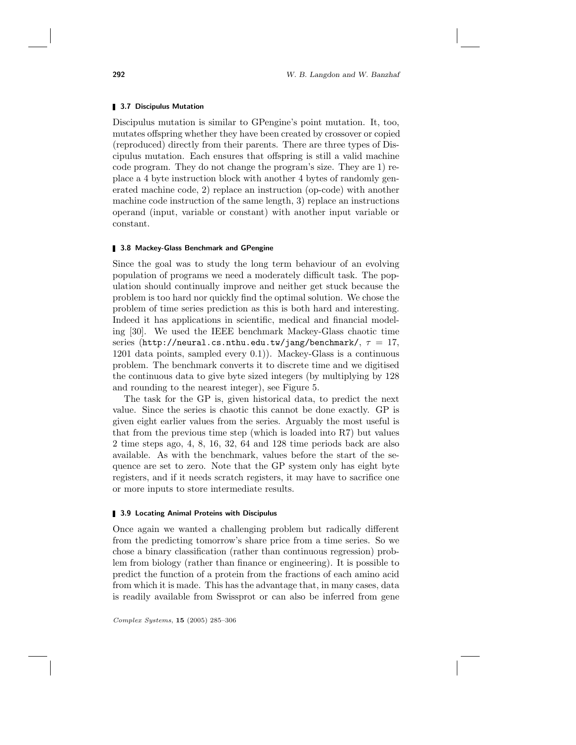### 3.7 Discipulus Mutation

Discipulus mutation is similar to GPengine's point mutation. It, too, mutates offspring whether they have been created by crossover or copied (reproduced) directly from their parents. There are three types of Discipulus mutation. Each ensures that offspring is still a valid machine code program. They do not change the program's size. They are 1) replace a 4 byte instruction block with another 4 bytes of randomly generated machine code, 2) replace an instruction (op-code) with another machine code instruction of the same length, 3) replace an instructions operand (input, variable or constant) with another input variable or constant.

### 3.8 Mackey-Glass Benchmark and GPengine

Since the goal was to study the long term behaviour of an evolving population of programs we need a moderately difficult task. The population should continually improve and neither get stuck because the problem is too hard nor quickly find the optimal solution. We chose the problem of time series prediction as this is both hard and interesting. Indeed it has applications in scientific, medical and financial modeling [30]. We used the IEEE benchmark Mackey-Glass chaotic time series (`http://neural.cs.nthu.edu.tw/jang/benchmark/`, $\tau = 17$, 1201 data points, sampled every 0.1)). Mackey-Glass is a continuous problem. The benchmark converts it to discrete time and we digitised the continuous data to give byte sized integers (by multiplying by 128 and rounding to the nearest integer), see Figure 5.

The task for the GP is, given historical data, to predict the next value. Since the series is chaotic this cannot be done exactly. GP is given eight earlier values from the series. Arguably the most useful is that from the previous time step (which is loaded into R7) but values 2 time steps ago, 4, 8, 16, 32, 64 and 128 time periods back are also available. As with the benchmark, values before the start of the sequence are set to zero. Note that the GP system only has eight byte registers, and if it needs scratch registers, it may have to sacrifice one or more inputs to store intermediate results.

### 3.9 Locating Animal Proteins with Discipulus

Once again we wanted a challenging problem but radically different from the predicting tomorrow's share price from a time series. So we chose a binary classification (rather than continuous regression) problem from biology (rather than finance or engineering). It is possible to predict the function of a protein from the fractions of each amino acid from which it is made. This has the advantage that, in many cases, data is readily available from Swissprot or can also be inferred from gene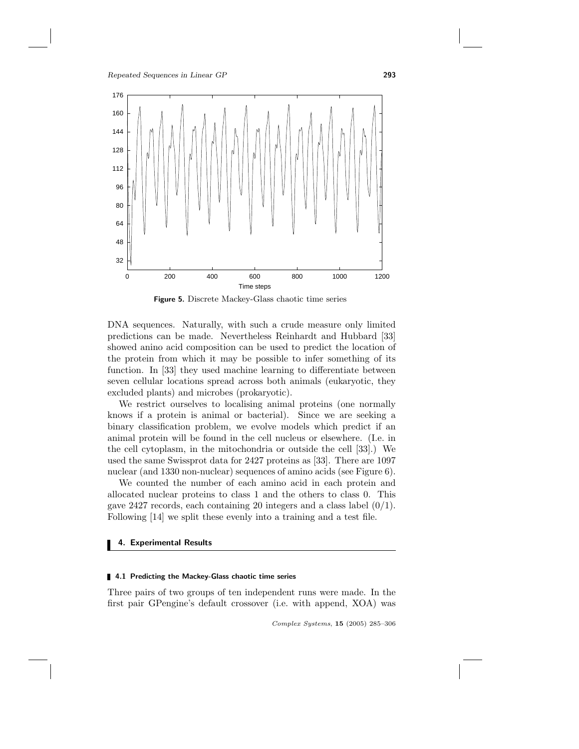Figure 5. Discrete Mackey-Glass chaotic time series

DNA sequences. Naturally, with such a crude measure only limited predictions can be made. Nevertheless Reinhardt and Hubbard [33] showed anino acid composition can be used to predict the location of the protein from which it may be possible to infer something of its function. In [33] they used machine learning to differentiate between seven cellular locations spread across both animals (eukaryotic, they excluded plants) and microbes (prokaryotic).

We restrict ourselves to localising animal proteins (one normally knows if a protein is animal or bacterial). Since we are seeking a binary classification problem, we evolve models which predict if an animal protein will be found in the cell nucleus or elsewhere. (I.e. in the cell cytoplasm, in the mitochondria or outside the cell [33].) We used the same Swissprot data for 2427 proteins as [33]. There are 1097 nuclear (and 1330 non-nuclear) sequences of amino acids (see Figure 6).

We counted the number of each amino acid in each protein and allocated nuclear proteins to class 1 and the others to class 0. This gave 2427 records, each containing 20 integers and a class label (0/1). Following [14] we split these evenly into a training and a test file.

## 4. Experimental Results

### 4.1 Predicting the Mackey-Glass chaotic time series

Three pairs of two groups of ten independent runs were made. In the first pair GPengine's default crossover (i.e. with append, XOA) was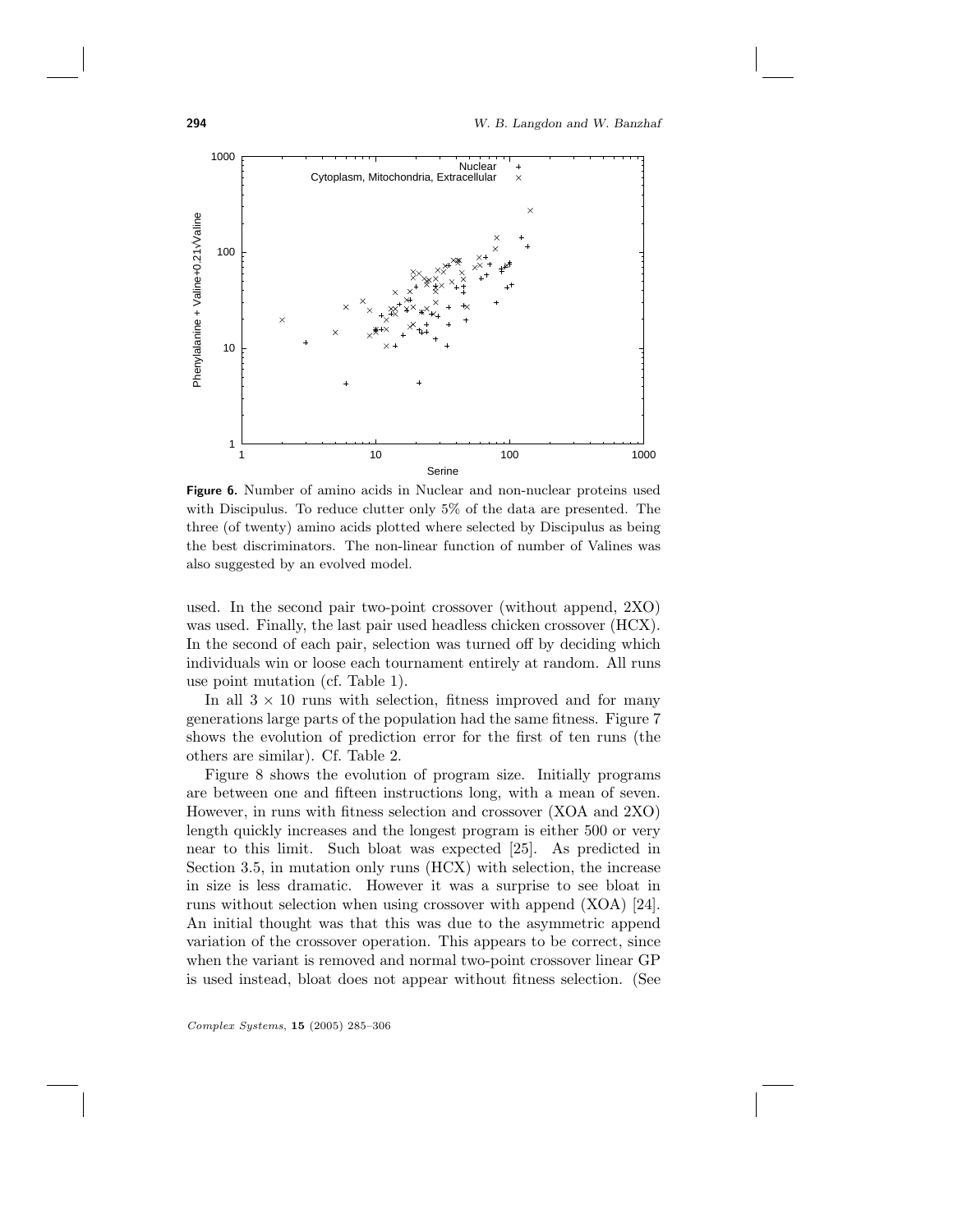**Figure 6.** Number of amino acids in Nuclear and non-nuclear proteins used with Discipulus. To reduce clutter only 5% of the data are presented. The three (of twenty) amino acids plotted where selected by Discipulus as being the best discriminators. The non-linear function of number of Valines was also suggested by an evolved model.

used. In the second pair two-point crossover (without append, 2XO) was used. Finally, the last pair used headless chicken crossover (HCX). In the second of each pair, selection was turned off by deciding which individuals win or loose each tournament entirely at random. All runs use point mutation (cf. Table 1).

In all $3 \times 10$ runs with selection, fitness improved and for many generations large parts of the population had the same fitness. Figure 7 shows the evolution of prediction error for the first of ten runs (the others are similar). Cf. Table 2.

Figure 8 shows the evolution of program size. Initially programs are between one and fifteen instructions long, with a mean of seven. However, in runs with fitness selection and crossover (XOA and 2XO) length quickly increases and the longest program is either 500 or very near to this limit. Such bloat was expected [25]. As predicted in Section 3.5, in mutation only runs (HCX) with selection, the increase in size is less dramatic. However it was a surprise to see bloat in runs without selection when using crossover with append (XOA) [24]. An initial thought was that this was due to the asymmetric append variation of the crossover operation. This appears to be correct, since when the variant is removed and normal two-point crossover linear GP is used instead, bloat does not appear without fitness selection. (See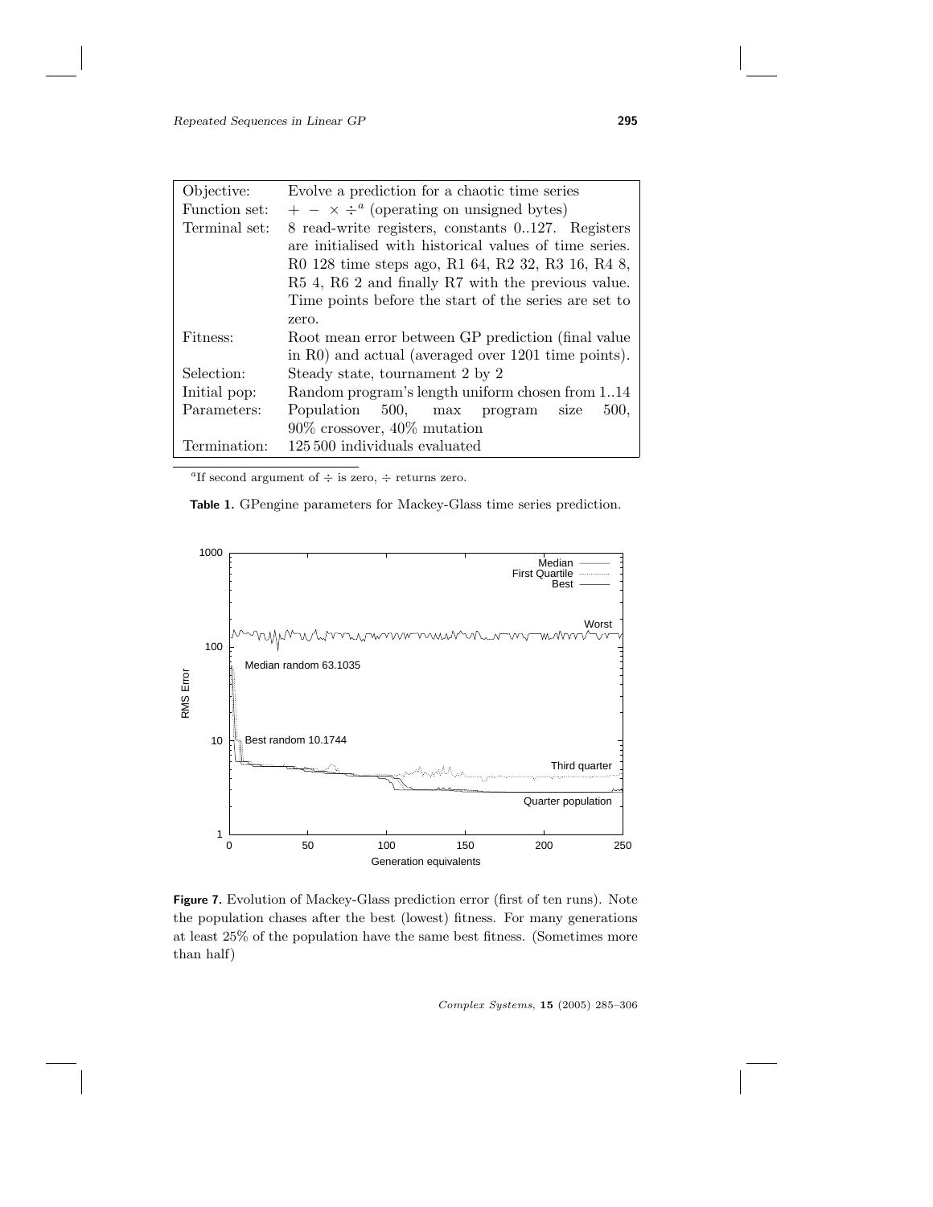| | |
|---|---|
| Objective: | Evolve a prediction for a chaotic time series |
| Function set: | $+\ -\ \times\ \div^{a}$ (operating on unsigned bytes) |
| Terminal set: | 8 read-write registers, constants 0..127. Registers are initialised with historical values of time series. R0 128 time steps ago, R1 64, R2 32, R3 16, R4 8, R5 4, R6 2 and finally R7 with the previous value. Time points before the start of the series are set to zero. |
| Fitness: | Root mean error between GP prediction (final value in R0) and actual (averaged over 1201 time points). |
| Selection: | Steady state, tournament 2 by 2 |
| Initial pop: | Random program's length uniform chosen from 1..14 |
| Parameters: | Population 500, max program size 500, 90% crossover, 40% mutation |
| Termination: | 125 500 individuals evaluated |

[a] If second argument of $\div$ is zero, $\div$ returns zero.

**Table 1.** GPengine parameters for Mackey-Glass time series prediction.

**Figure 7.** Evolution of Mackey-Glass prediction error (first of ten runs). Note the population chases after the best (lowest) fitness. For many generations at least 25% of the population have the same best fitness. (Sometimes more than half)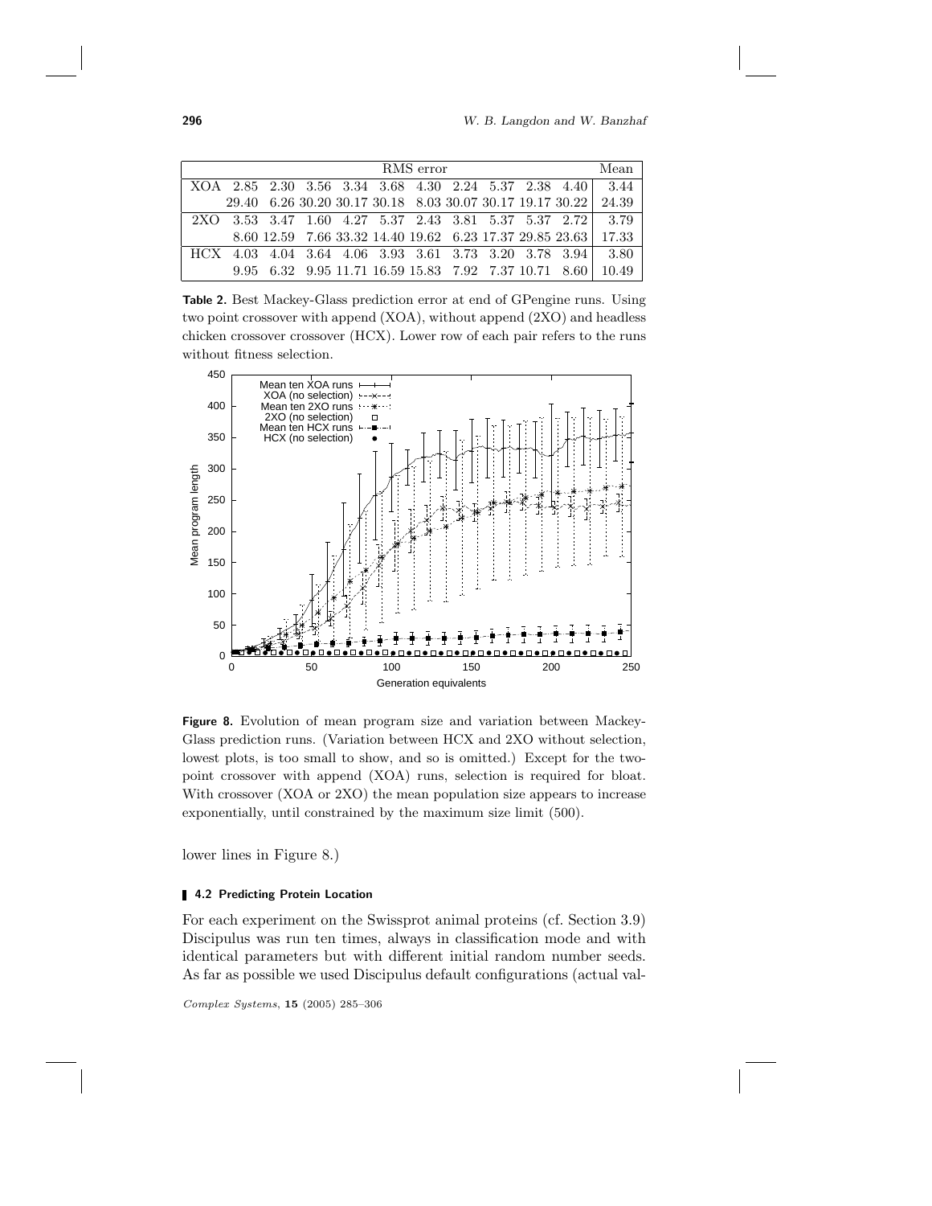| | RMS error | | | | | | | | | | Mean |
|---|---|---|---|---|---|---|---|---|---|---|---|
| XOA | 2.85 | 2.30 | 3.56 | 3.34 | 3.68 | 4.30 | 2.24 | 5.37 | 2.38 | 4.40 | 3.44 |
| | 29.40 | 6.26 | 30.20 | 30.17 | 30.18 | 8.03 | 30.07 | 30.17 | 19.17 | 30.22 | 24.39 |
| 2XO | 3.53 | 3.47 | 1.60 | 4.27 | 5.37 | 2.43 | 3.81 | 5.37 | 5.37 | 2.72 | 3.79 |
| | 8.60 | 12.59 | 7.66 | 33.32 | 14.40 | 19.62 | 6.23 | 17.37 | 29.85 | 23.63 | 17.33 |
| HCX | 4.03 | 4.04 | 3.64 | 4.06 | 3.93 | 3.61 | 3.73 | 3.20 | 3.78 | 3.94 | 3.80 |
| | 9.95 | 6.32 | 9.95 | 11.71 | 16.59 | 15.83 | 7.92 | 7.37 | 10.71 | 8.60 | 10.49 |

**Table 2.** Best Mackey-Glass prediction error at end of GPengine runs. Using two point crossover with append (XOA), without append (2XO) and headless chicken crossover crossover (HCX). Lower row of each pair refers to the runs without fitness selection.

**Figure 8.** Evolution of mean program size and variation between Mackey-Glass prediction runs. (Variation between HCX and 2XO without selection, lowest plots, is too small to show, and so is omitted.) Except for the two-point crossover with append (XOA) runs, selection is required for bloat. With crossover (XOA or 2XO) the mean population size appears to increase exponentially, until constrained by the maximum size limit (500).

lower lines in Figure 8.)

### 4.2 Predicting Protein Location

For each experiment on the Swissprot animal proteins (cf. Section 3.9) Discipulus was run ten times, always in classification mode and with identical parameters but with different initial random number seeds. As far as possible we used Discipulus default configurations (actual val-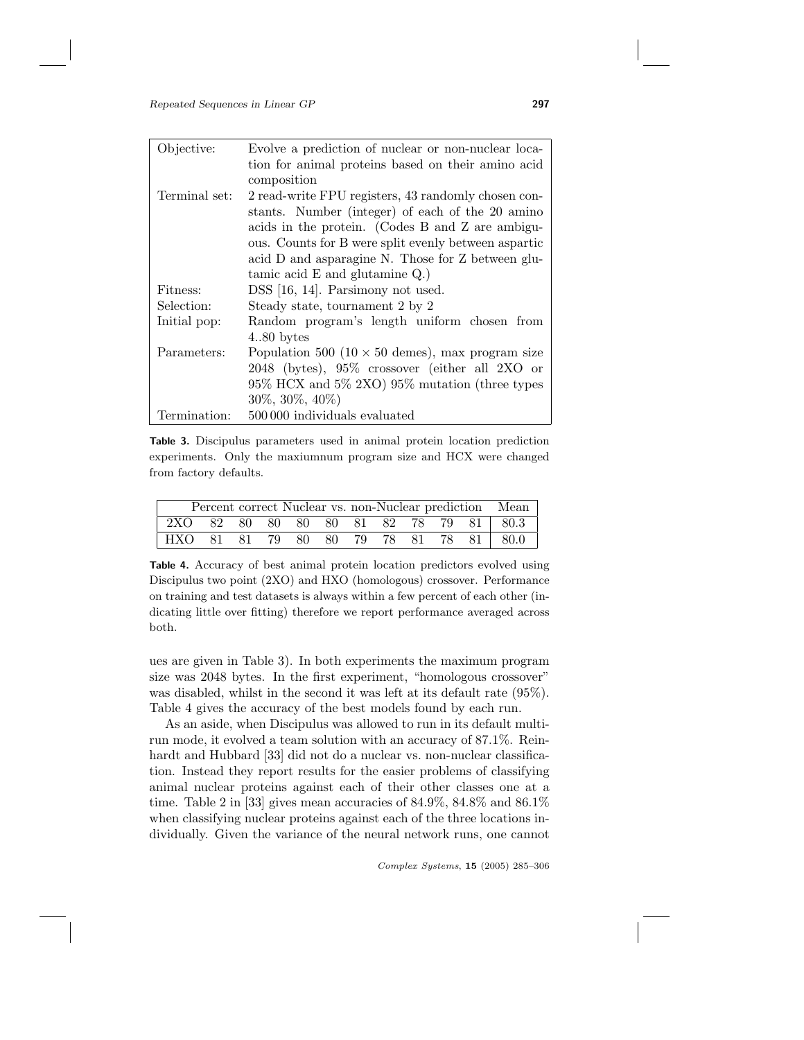| | |
|---|---|
| Objective: | Evolve a prediction of nuclear or non-nuclear location for animal proteins based on their amino acid composition |
| Terminal set: | 2 read-write FPU registers, 43 randomly chosen constants. Number (integer) of each of the 20 amino acids in the protein. (Codes B and Z are ambiguous. Counts for B were split evenly between aspartic acid D and asparagine N. Those for Z between glutamic acid E and glutamine Q.) |
| Fitness: | DSS [16, 14]. Parsimony not used. |
| Selection: | Steady state, tournament 2 by 2 |
| Initial pop: | Random program's length uniform chosen from 4..80 bytes |
| Parameters: | Population 500 ($10 \times 50$ demes), max program size 2048 (bytes), 95% crossover (either all 2XO or 95% HCX and 5% 2XO) 95% mutation (three types 30%, 30%, 40%) |
| Termination: | 500 000 individuals evaluated |

**Table 3.** Discipulus parameters used in animal protein location prediction experiments. Only the maxiumnum program size and HCX were changed from factory defaults.

| Percent correct Nuclear vs. non-Nuclear prediction | | | | | | | | | | | Mean |
|---|---|---|---|---|---|---|---|---|---|---|---|
| 2XO | 82 | 80 | 80 | 80 | 80 | 81 | 82 | 78 | 79 | 81 | 80.3 |
| HXO | 81 | 81 | 79 | 80 | 80 | 79 | 78 | 81 | 78 | 81 | 80.0 |

**Table 4.** Accuracy of best animal protein location predictors evolved using Discipulus two point (2XO) and HXO (homologous) crossover. Performance on training and test datasets is always within a few percent of each other (indicating little over fitting) therefore we report performance averaged across both.

ues are given in Table 3). In both experiments the maximum program size was 2048 bytes. In the first experiment, "homologous crossover" was disabled, whilst in the second it was left at its default rate (95%). Table 4 gives the accuracy of the best models found by each run.

As an aside, when Discipulus was allowed to run in its default multirun mode, it evolved a team solution with an accuracy of 87.1%. Reinhardt and Hubbard [33] did not do a nuclear vs. non-nuclear classification. Instead they report results for the easier problems of classifying animal nuclear proteins against each of their other classes one at a time. Table 2 in [33] gives mean accuracies of 84.9%, 84.8% and 86.1% when classifying nuclear proteins against each of the three locations individually. Given the variance of the neural network runs, one cannot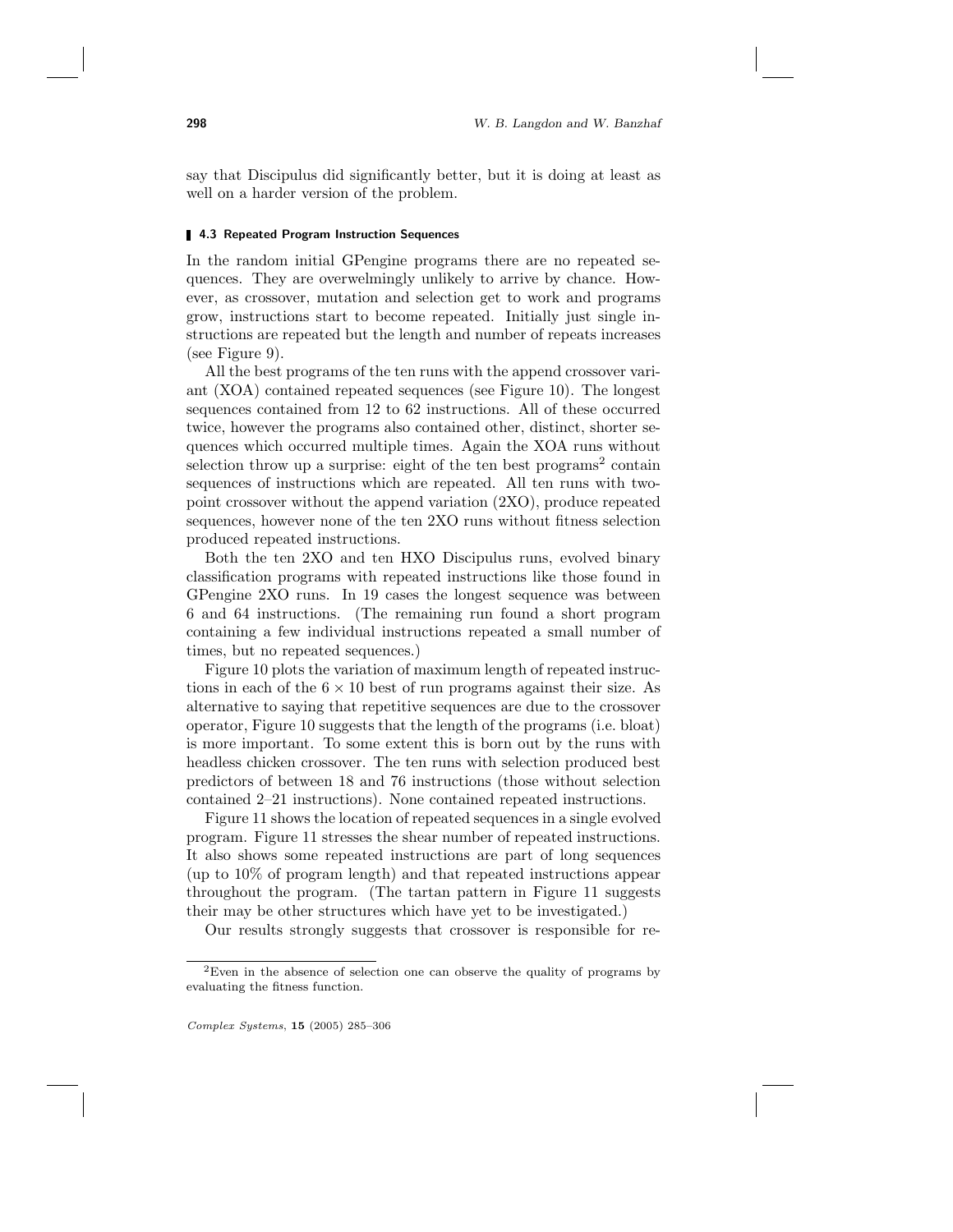say that Discipulus did significantly better, but it is doing at least as well on a harder version of the problem.

### 4.3 Repeated Program Instruction Sequences

In the random initial GPengine programs there are no repeated sequences. They are overwhelmingly unlikely to arrive by chance. However, as crossover, mutation and selection get to work and programs grow, instructions start to become repeated. Initially just single instructions are repeated but the length and number of repeats increases (see Figure 9).

All the best programs of the ten runs with the append crossover variant (XOA) contained repeated sequences (see Figure 10). The longest sequences contained from 12 to 62 instructions. All of these occurred twice, however the programs also contained other, distinct, shorter sequences which occurred multiple times. Again the XOA runs without selection throw up a surprise: eight of the ten best programs[2] contain sequences of instructions which are repeated. All ten runs with two-point crossover without the append variation (2XO), produce repeated sequences, however none of the ten 2XO runs without fitness selection produced repeated instructions.

Both the ten 2XO and ten HXO Discipulus runs, evolved binary classification programs with repeated instructions like those found in GPengine 2XO runs. In 19 cases the longest sequence was between 6 and 64 instructions. (The remaining run found a short program containing a few individual instructions repeated a small number of times, but no repeated sequences.)

Figure 10 plots the variation of maximum length of repeated instructions in each of the $6 \times 10$ best of run programs against their size. As alternative to saying that repetitive sequences are due to the crossover operator, Figure 10 suggests that the length of the programs (i.e. bloat) is more important. To some extent this is born out by the runs with headless chicken crossover. The ten runs with selection produced best predictors of between 18 and 76 instructions (those without selection contained 2–21 instructions). None contained repeated instructions.

Figure 11 shows the location of repeated sequences in a single evolved program. Figure 11 stresses the shear number of repeated instructions. It also shows some repeated instructions are part of long sequences (up to 10% of program length) and that repeated instructions appear throughout the program. (The tartan pattern in Figure 11 suggests their may be other structures which have yet to be investigated.)

Our results strongly suggests that crossover is responsible for re-

[2] Even in the absence of selection one can observe the quality of programs by evaluating the fitness function.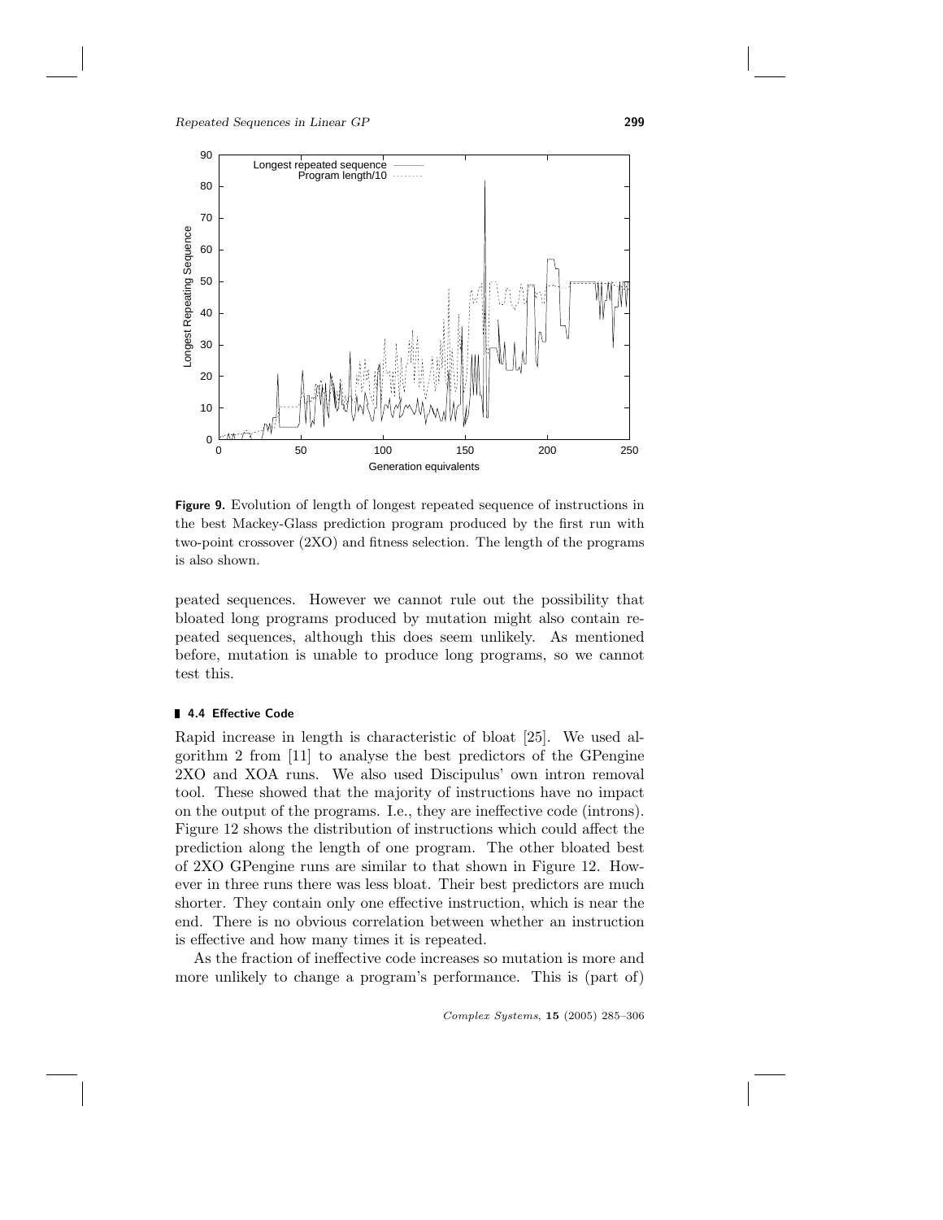**Figure 9.** Evolution of length of longest repeated sequence of instructions in the best Mackey-Glass prediction program produced by the first run with two-point crossover (2XO) and fitness selection. The length of the programs is also shown.

peated sequences. However we cannot rule out the possibility that bloated long programs produced by mutation might also contain repeated sequences, although this does seem unlikely. As mentioned before, mutation is unable to produce long programs, so we cannot test this.

### 4.4 Effective Code

Rapid increase in length is characteristic of bloat [25]. We used algorithm 2 from [11] to analyse the best predictors of the GPengine 2XO and XOA runs. We also used Discipulus' own intron removal tool. These showed that the majority of instructions have no impact on the output of the programs. I.e., they are ineffective code (introns). Figure 12 shows the distribution of instructions which could affect the prediction along the length of one program. The other bloated best of 2XO GPengine runs are similar to that shown in Figure 12. However in three runs there was less bloat. Their best predictors are much shorter. They contain only one effective instruction, which is near the end. There is no obvious correlation between whether an instruction is effective and how many times it is repeated.

As the fraction of ineffective code increases so mutation is more and more unlikely to change a program's performance. This is (part of)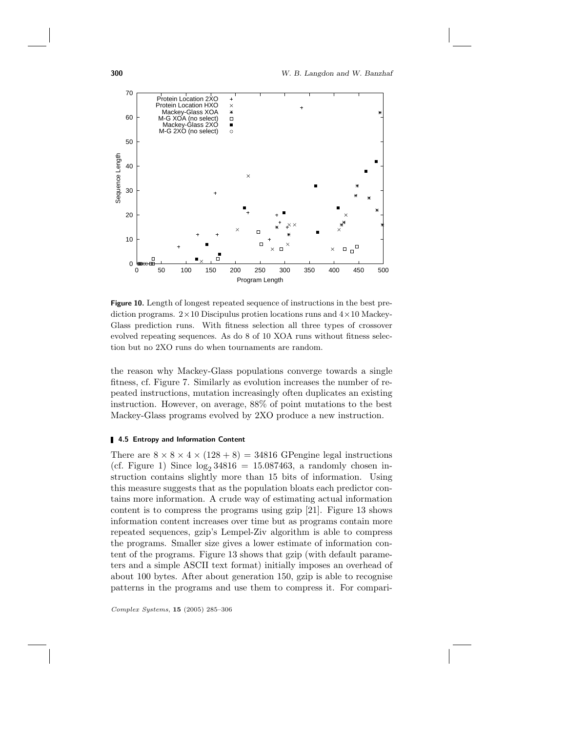**Figure 10.** Length of longest repeated sequence of instructions in the best prediction programs. $2\times10$ Discipulus protien locations runs and $4\times10$ Mackey-Glass prediction runs. With fitness selection all three types of crossover evolved repeating sequences. As do 8 of 10 XOA runs without fitness selection but no 2XO runs do when tournaments are random.

the reason why Mackey-Glass populations converge towards a single fitness, cf. Figure 7. Similarly as evolution increases the number of repeated instructions, mutation increasingly often duplicates an existing instruction. However, on average, 88% of point mutations to the best Mackey-Glass programs evolved by 2XO produce a new instruction.

### 4.5 Entropy and Information Content

There are $8 \times 8 \times 4 \times (128 + 8) = 34816$ GPengine legal instructions (cf. Figure 1) Since $\log_2 34816 = 15.087463$, a randomly chosen instruction contains slightly more than 15 bits of information. Using this measure suggests that as the population bloats each predictor contains more information. A crude way of estimating actual information content is to compress the programs using gzip [21]. Figure 13 shows information content increases over time but as programs contain more repeated sequences, gzip's Lempel-Ziv algorithm is able to compress the programs. Smaller size gives a lower estimate of information content of the programs. Figure 13 shows that gzip (with default parameters and a simple ASCII text format) initially imposes an overhead of about 100 bytes. After about generation 150, gzip is able to recognise patterns in the programs and use them to compress it. For compari-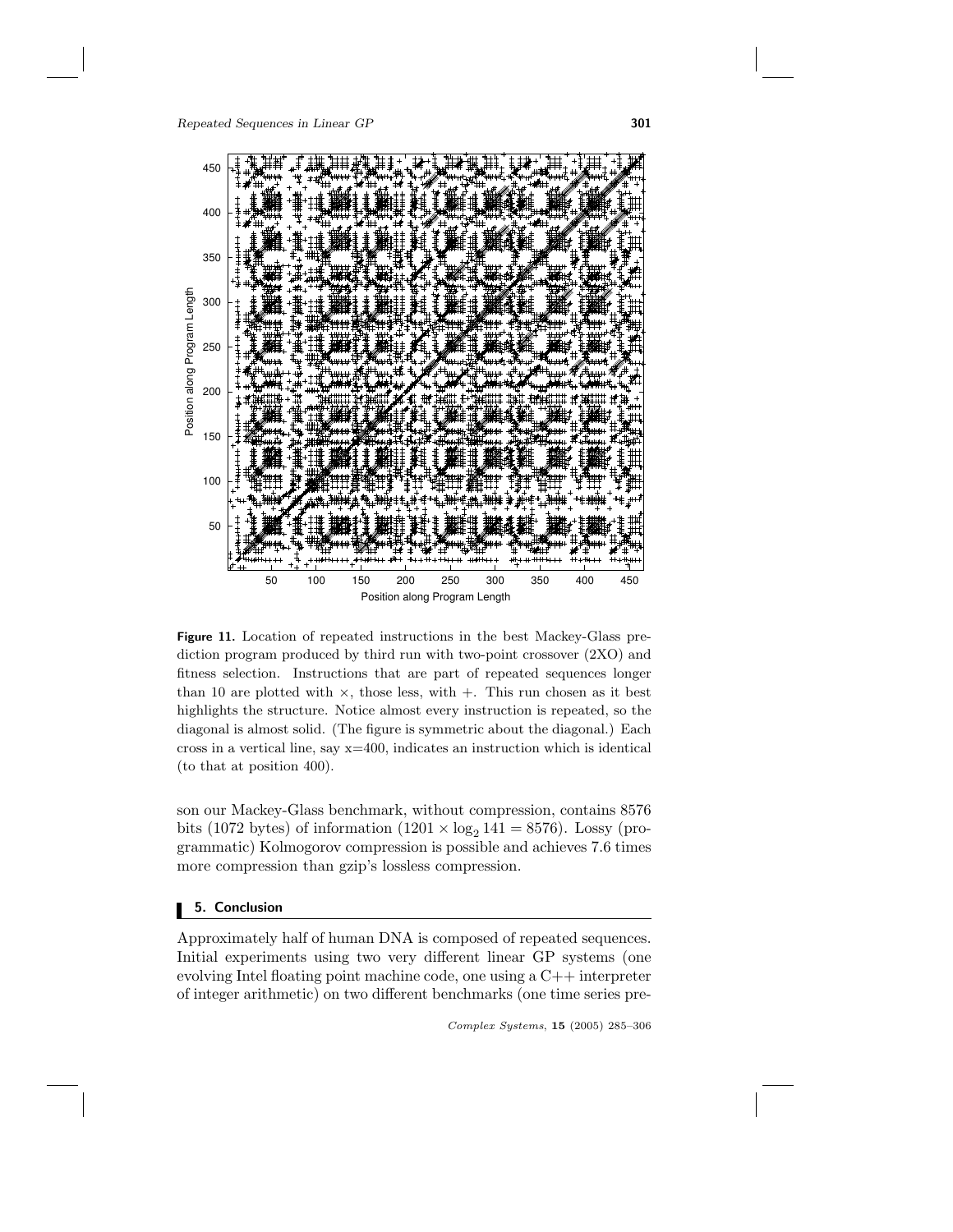**Figure 11.** Location of repeated instructions in the best Mackey-Glass prediction program produced by third run with two-point crossover (2XO) and fitness selection. Instructions that are part of repeated sequences longer than 10 are plotted with $\times$, those less, with $+$. This run chosen as it best highlights the structure. Notice almost every instruction is repeated, so the diagonal is almost solid. (The figure is symmetric about the diagonal.) Each cross in a vertical line, say x=400, indicates an instruction which is identical (to that at position 400).

son our Mackey-Glass benchmark, without compression, contains 8576 bits (1072 bytes) of information ($1201 \times \log_2 141 = 8576$). Lossy (programmatic) Kolmogorov compression is possible and achieves 7.6 times more compression than gzip's lossless compression.

## 5. Conclusion

Approximately half of human DNA is composed of repeated sequences. Initial experiments using two very different linear GP systems (one evolving Intel floating point machine code, one using a C++ interpreter of integer arithmetic) on two different benchmarks (one time series pre-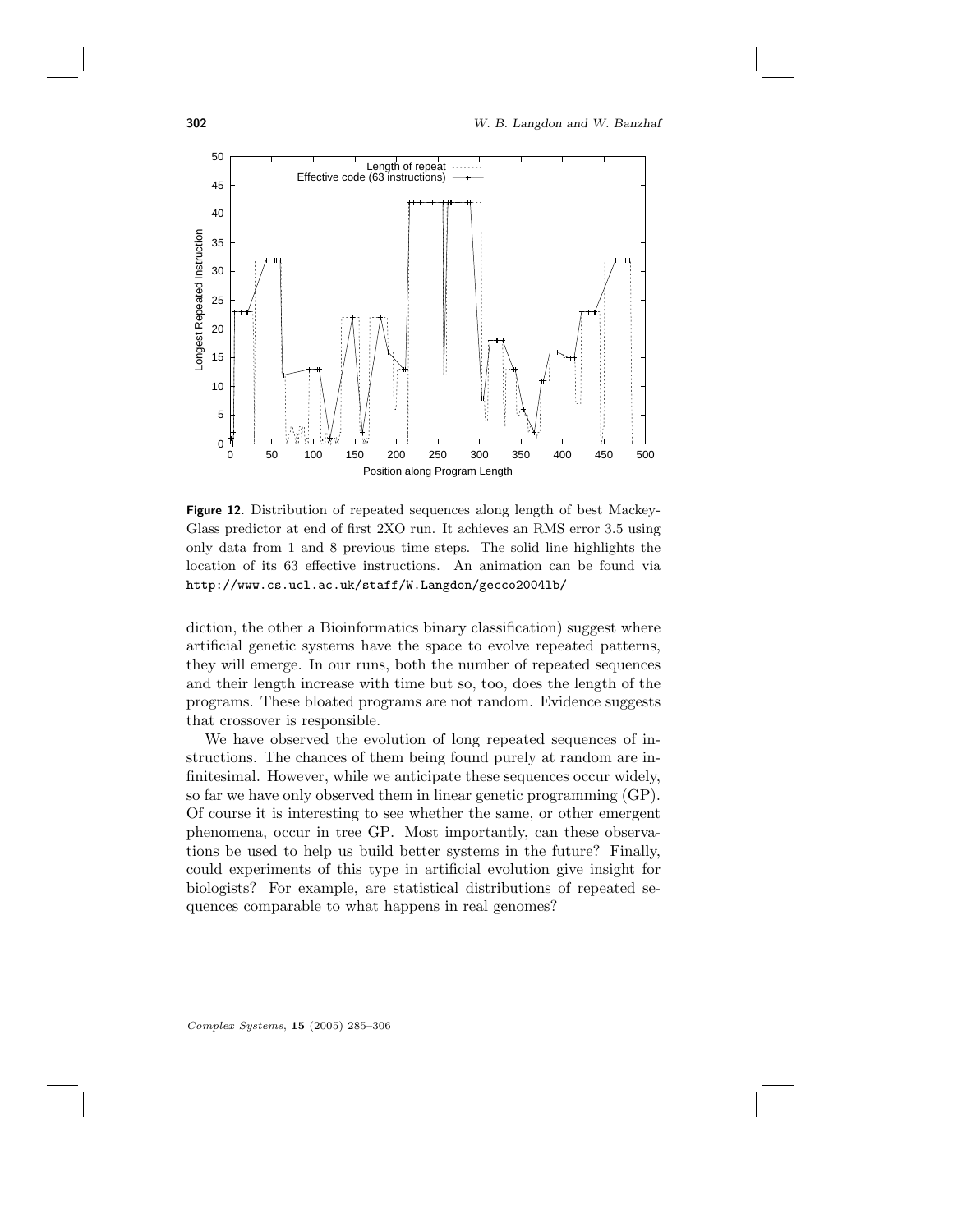**Figure 12.** Distribution of repeated sequences along length of best Mackey-Glass predictor at end of first 2XO run. It achieves an RMS error 3.5 using only data from 1 and 8 previous time steps. The solid line highlights the location of its 63 effective instructions. An animation can be found via http://www.cs.ucl.ac.uk/staff/W.Langdon/gecco2004lb/

diction, the other a Bioinformatics binary classification) suggest where artificial genetic systems have the space to evolve repeated patterns, they will emerge. In our runs, both the number of repeated sequences and their length increase with time but so, too, does the length of the programs. These bloated programs are not random. Evidence suggests that crossover is responsible.

We have observed the evolution of long repeated sequences of instructions. The chances of them being found purely at random are infinitesimal. However, while we anticipate these sequences occur widely, so far we have only observed them in linear genetic programming (GP). Of course it is interesting to see whether the same, or other emergent phenomena, occur in tree GP. Most importantly, can these observations be used to help us build better systems in the future? Finally, could experiments of this type in artificial evolution give insight for biologists? For example, are statistical distributions of repeated sequences comparable to what happens in real genomes?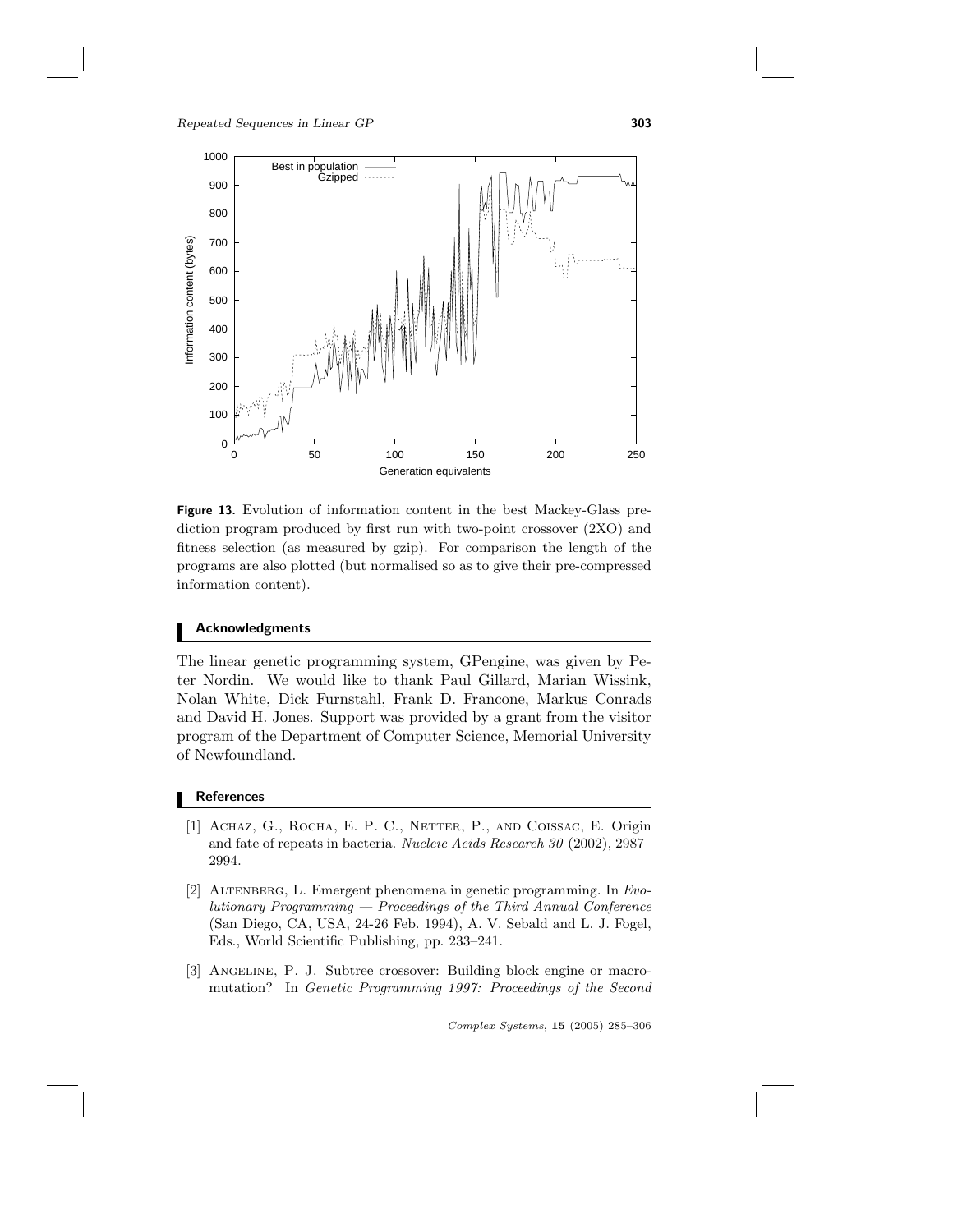**Figure 13.** Evolution of information content in the best Mackey-Glass prediction program produced by first run with two-point crossover (2XO) and fitness selection (as measured by gzip). For comparison the length of the programs are also plotted (but normalised so as to give their pre-compressed information content).

## Acknowledgments

The linear genetic programming system, GPengine, was given by Peter Nordin. We would like to thank Paul Gillard, Marian Wissink, Nolan White, Dick Furnstahl, Frank D. Francone, Markus Conrads and David H. Jones. Support was provided by a grant from the visitor program of the Department of Computer Science, Memorial University of Newfoundland.

## References

[1] Achaz, G., Rocha, E. P. C., Netter, P., and Coissac, E. Origin and fate of repeats in bacteria. *Nucleic Acids Research 30* (2002), 2987–2994.

[2] Altenberg, L. Emergent phenomena in genetic programming. In *Evolutionary Programming — Proceedings of the Third Annual Conference* (San Diego, CA, USA, 24-26 Feb. 1994), A. V. Sebald and L. J. Fogel, Eds., World Scientific Publishing, pp. 233–241.

[3] Angeline, P. J. Subtree crossover: Building block engine or macromutation? In *Genetic Programming 1997: Proceedings of the Second*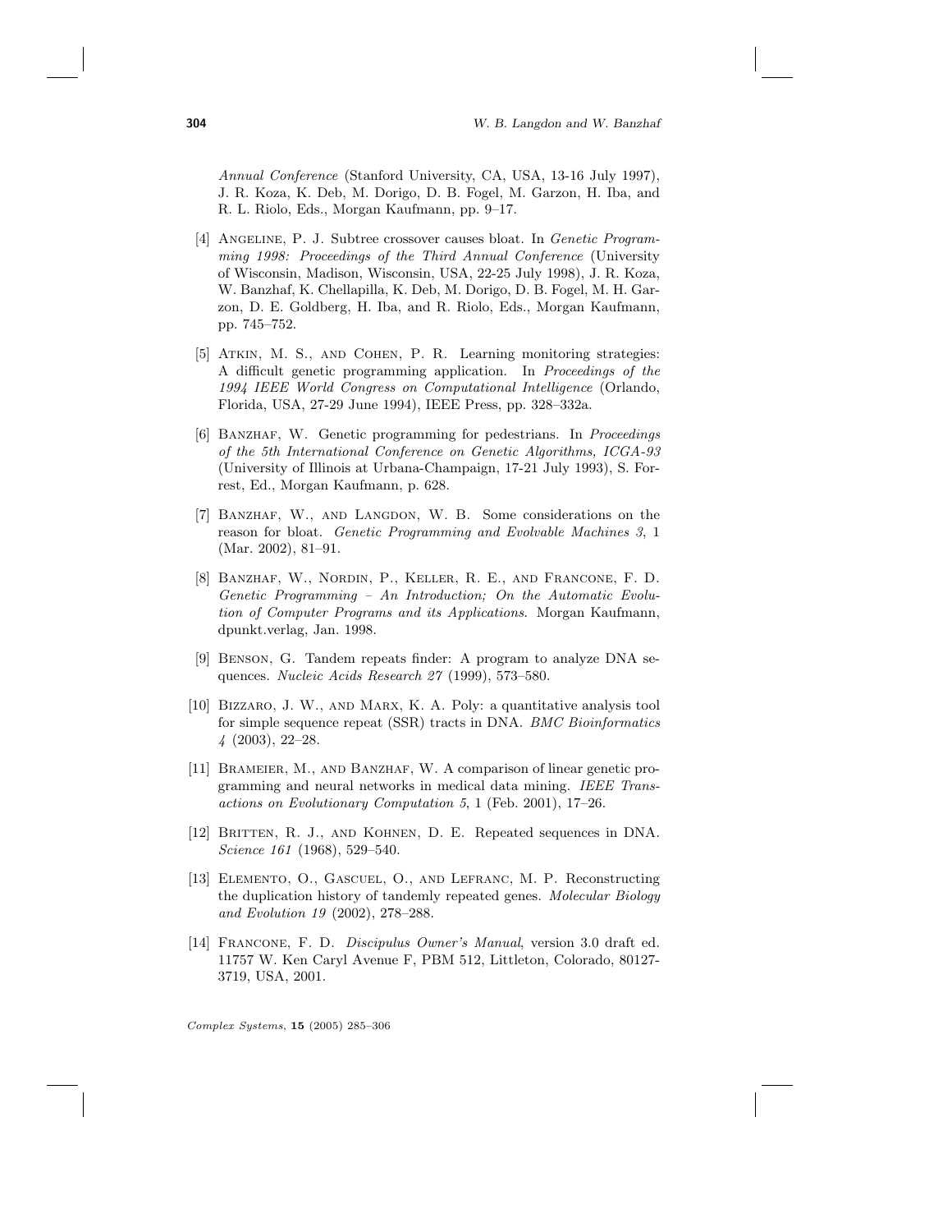*Annual Conference* (Stanford University, CA, USA, 13-16 July 1997), J. R. Koza, K. Deb, M. Dorigo, D. B. Fogel, M. Garzon, H. Iba, and R. L. Riolo, Eds., Morgan Kaufmann, pp. 9–17.

[4] Angeline, P. J. Subtree crossover causes bloat. In *Genetic Programming 1998: Proceedings of the Third Annual Conference* (University of Wisconsin, Madison, Wisconsin, USA, 22-25 July 1998), J. R. Koza, W. Banzhaf, K. Chellapilla, K. Deb, M. Dorigo, D. B. Fogel, M. H. Garzon, D. E. Goldberg, H. Iba, and R. Riolo, Eds., Morgan Kaufmann, pp. 745–752.

[5] Atkin, M. S., and Cohen, P. R. Learning monitoring strategies: A difficult genetic programming application. In *Proceedings of the 1994 IEEE World Congress on Computational Intelligence* (Orlando, Florida, USA, 27-29 June 1994), IEEE Press, pp. 328–332a.

[6] Banzhaf, W. Genetic programming for pedestrians. In *Proceedings of the 5th International Conference on Genetic Algorithms, ICGA-93* (University of Illinois at Urbana-Champaign, 17-21 July 1993), S. Forrest, Ed., Morgan Kaufmann, p. 628.

[7] Banzhaf, W., and Langdon, W. B. Some considerations on the reason for bloat. *Genetic Programming and Evolvable Machines 3*, 1 (Mar. 2002), 81–91.

[8] Banzhaf, W., Nordin, P., Keller, R. E., and Francone, F. D. *Genetic Programming – An Introduction; On the Automatic Evolution of Computer Programs and its Applications*. Morgan Kaufmann, dpunkt.verlag, Jan. 1998.

[9] Benson, G. Tandem repeats finder: A program to analyze DNA sequences. *Nucleic Acids Research 27* (1999), 573–580.

[10] Bizzaro, J. W., and Marx, K. A. Poly: a quantitative analysis tool for simple sequence repeat (SSR) tracts in DNA. *BMC Bioinformatics 4* (2003), 22–28.

[11] Brameier, M., and Banzhaf, W. A comparison of linear genetic programming and neural networks in medical data mining. *IEEE Transactions on Evolutionary Computation 5*, 1 (Feb. 2001), 17–26.

[12] Britten, R. J., and Kohnen, D. E. Repeated sequences in DNA. *Science 161* (1968), 529–540.

[13] Elemento, O., Gascuel, O., and Lefranc, M. P. Reconstructing the duplication history of tandemly repeated genes. *Molecular Biology and Evolution 19* (2002), 278–288.

[14] Francone, F. D. *Discipulus Owner's Manual*, version 3.0 draft ed. 11757 W. Ken Caryl Avenue F, PBM 512, Littleton, Colorado, 80127-3719, USA, 2001.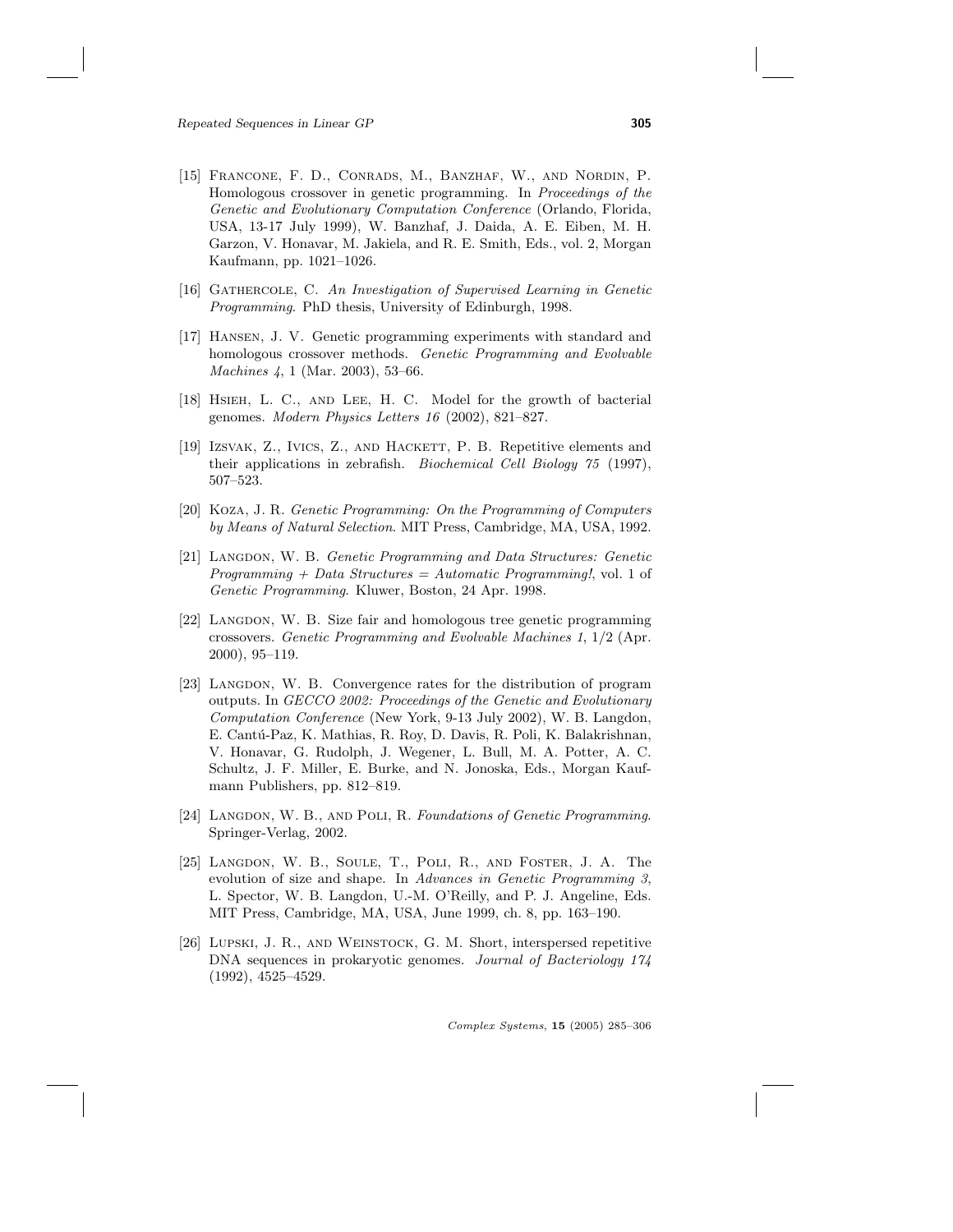[15] Francone, F. D., Conrads, M., Banzhaf, W., and Nordin, P. Homologous crossover in genetic programming. In *Proceedings of the Genetic and Evolutionary Computation Conference* (Orlando, Florida, USA, 13-17 July 1999), W. Banzhaf, J. Daida, A. E. Eiben, M. H. Garzon, V. Honavar, M. Jakiela, and R. E. Smith, Eds., vol. 2, Morgan Kaufmann, pp. 1021–1026.

[16] Gathercole, C. *An Investigation of Supervised Learning in Genetic Programming*. PhD thesis, University of Edinburgh, 1998.

[17] Hansen, J. V. Genetic programming experiments with standard and homologous crossover methods. *Genetic Programming and Evolvable Machines 4*, 1 (Mar. 2003), 53–66.

[18] Hsieh, L. C., and Lee, H. C. Model for the growth of bacterial genomes. *Modern Physics Letters 16* (2002), 821–827.

[19] Izsvak, Z., Ivics, Z., and Hackett, P. B. Repetitive elements and their applications in zebrafish. *Biochemical Cell Biology 75* (1997), 507–523.

[20] Koza, J. R. *Genetic Programming: On the Programming of Computers by Means of Natural Selection*. MIT Press, Cambridge, MA, USA, 1992.

[21] Langdon, W. B. *Genetic Programming and Data Structures: Genetic Programming + Data Structures = Automatic Programming!*, vol. 1 of *Genetic Programming*. Kluwer, Boston, 24 Apr. 1998.

[22] Langdon, W. B. Size fair and homologous tree genetic programming crossovers. *Genetic Programming and Evolvable Machines 1*, 1/2 (Apr. 2000), 95–119.

[23] Langdon, W. B. Convergence rates for the distribution of program outputs. In *GECCO 2002: Proceedings of the Genetic and Evolutionary Computation Conference* (New York, 9-13 July 2002), W. B. Langdon, E. Cantú-Paz, K. Mathias, R. Roy, D. Davis, R. Poli, K. Balakrishnan, V. Honavar, G. Rudolph, J. Wegener, L. Bull, M. A. Potter, A. C. Schultz, J. F. Miller, E. Burke, and N. Jonoska, Eds., Morgan Kaufmann Publishers, pp. 812–819.

[24] Langdon, W. B., and Poli, R. *Foundations of Genetic Programming*. Springer-Verlag, 2002.

[25] Langdon, W. B., Soule, T., Poli, R., and Foster, J. A. The evolution of size and shape. In *Advances in Genetic Programming 3*, L. Spector, W. B. Langdon, U.-M. O'Reilly, and P. J. Angeline, Eds. MIT Press, Cambridge, MA, USA, June 1999, ch. 8, pp. 163–190.

[26] Lupski, J. R., and Weinstock, G. M. Short, interspersed repetitive DNA sequences in prokaryotic genomes. *Journal of Bacteriology 174* (1992), 4525–4529.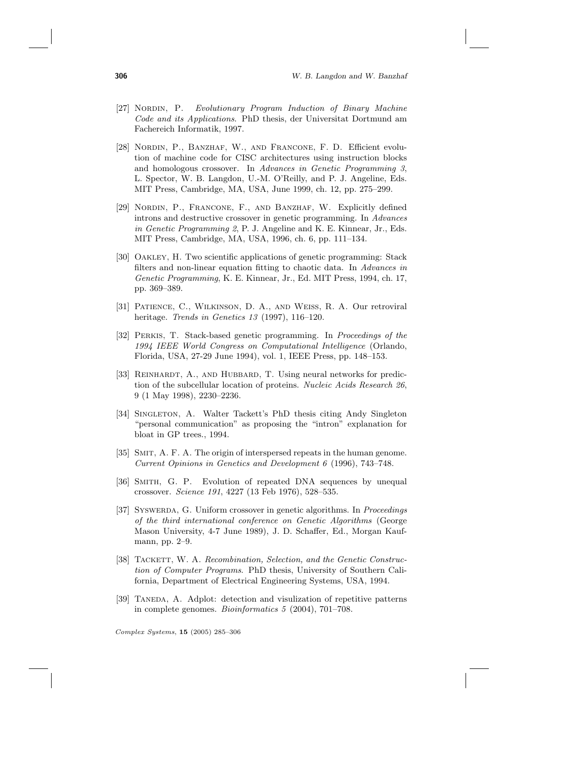[27] Nordin, P. *Evolutionary Program Induction of Binary Machine Code and its Applications*. PhD thesis, der Universitat Dortmund am Fachereich Informatik, 1997.

[28] Nordin, P., Banzhaf, W., and Francone, F. D. Efficient evolution of machine code for CISC architectures using instruction blocks and homologous crossover. In *Advances in Genetic Programming 3*, L. Spector, W. B. Langdon, U.-M. O'Reilly, and P. J. Angeline, Eds. MIT Press, Cambridge, MA, USA, June 1999, ch. 12, pp. 275–299.

[29] Nordin, P., Francone, F., and Banzhaf, W. Explicitly defined introns and destructive crossover in genetic programming. In *Advances in Genetic Programming 2*, P. J. Angeline and K. E. Kinnear, Jr., Eds. MIT Press, Cambridge, MA, USA, 1996, ch. 6, pp. 111–134.

[30] Oakley, H. Two scientific applications of genetic programming: Stack filters and non-linear equation fitting to chaotic data. In *Advances in Genetic Programming*, K. E. Kinnear, Jr., Ed. MIT Press, 1994, ch. 17, pp. 369–389.

[31] Patience, C., Wilkinson, D. A., and Weiss, R. A. Our retroviral heritage. *Trends in Genetics 13* (1997), 116–120.

[32] Perkis, T. Stack-based genetic programming. In *Proceedings of the 1994 IEEE World Congress on Computational Intelligence* (Orlando, Florida, USA, 27-29 June 1994), vol. 1, IEEE Press, pp. 148–153.

[33] Reinhardt, A., and Hubbard, T. Using neural networks for prediction of the subcellular location of proteins. *Nucleic Acids Research 26*, 9 (1 May 1998), 2230–2236.

[34] Singleton, A. Walter Tackett's PhD thesis citing Andy Singleton "personal communication" as proposing the "intron" explanation for bloat in GP trees., 1994.

[35] Smit, A. F. A. The origin of interspersed repeats in the human genome. *Current Opinions in Genetics and Development 6* (1996), 743–748.

[36] Smith, G. P. Evolution of repeated DNA sequences by unequal crossover. *Science 191*, 4227 (13 Feb 1976), 528–535.

[37] Syswerda, G. Uniform crossover in genetic algorithms. In *Proceedings of the third international conference on Genetic Algorithms* (George Mason University, 4-7 June 1989), J. D. Schaffer, Ed., Morgan Kaufmann, pp. 2–9.

[38] Tackett, W. A. *Recombination, Selection, and the Genetic Construction of Computer Programs*. PhD thesis, University of Southern California, Department of Electrical Engineering Systems, USA, 1994.

[39] Taneda, A. Adplot: detection and visulization of repetitive patterns in complete genomes. *Bioinformatics 5* (2004), 701–708.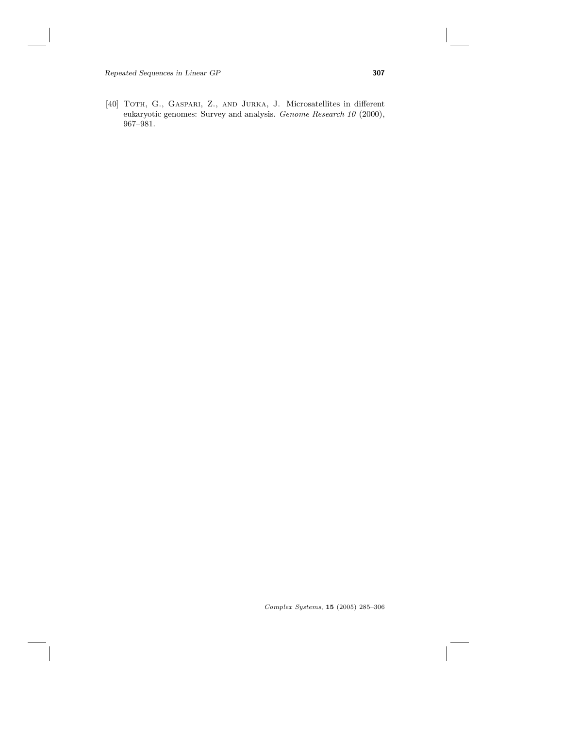[40] Toth, G., Gaspari, Z., and Jurka, J. Microsatellites in different eukaryotic genomes: Survey and analysis. *Genome Research 10* (2000), 967–981.